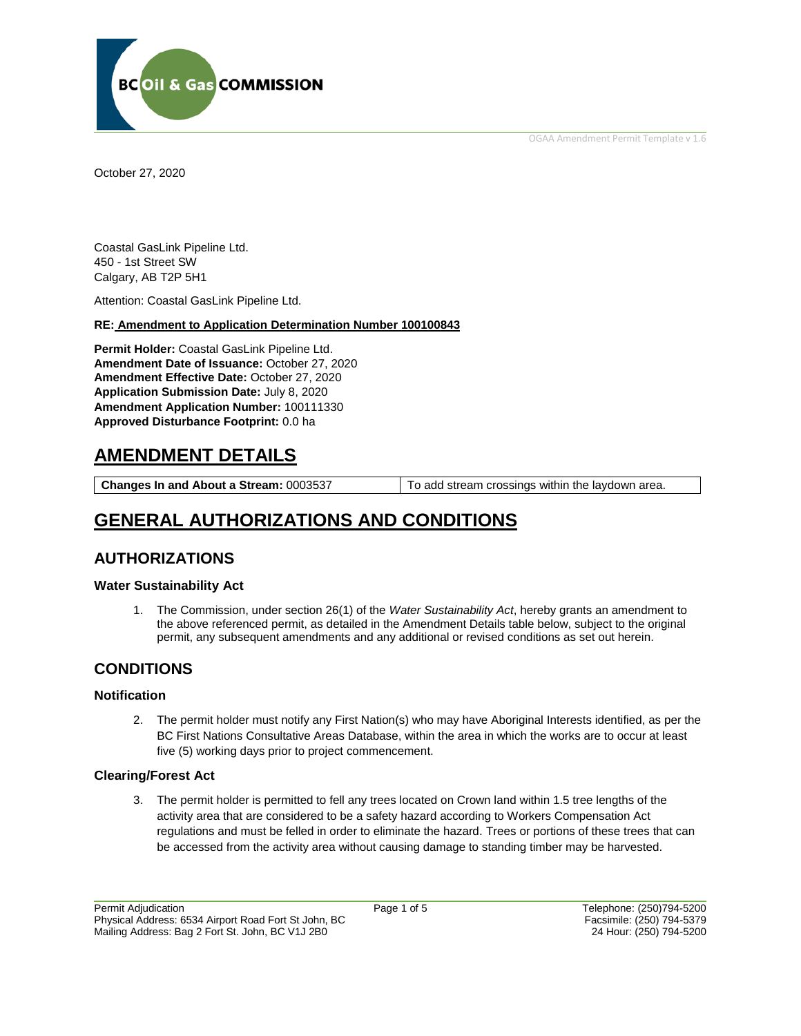October 27, 2020

Coastal GasLink Pipeline Ltd.
450 - 1st Street SW
Calgary, AB T2P 5H1

Attention: Coastal GasLink Pipeline Ltd.

**RE: Amendment to Application Determination Number 100100843**

**Permit Holder:** Coastal GasLink Pipeline Ltd.
**Amendment Date of Issuance:** October 27, 2020
**Amendment Effective Date:** October 27, 2020
**Application Submission Date:** July 8, 2020
**Amendment Application Number:** 100111330
**Approved Disturbance Footprint:** 0.0 ha

# AMENDMENT DETAILS

| **Changes In and About a Stream:** 0003537 | To add stream crossings within the laydown area. |
|---|---|

# GENERAL AUTHORIZATIONS AND CONDITIONS

## AUTHORIZATIONS

### Water Sustainability Act

1. The Commission, under section 26(1) of the *Water Sustainability Act*, hereby grants an amendment to the above referenced permit, as detailed in the Amendment Details table below, subject to the original permit, any subsequent amendments and any additional or revised conditions as set out herein.

## CONDITIONS

### Notification

2. The permit holder must notify any First Nation(s) who may have Aboriginal Interests identified, as per the BC First Nations Consultative Areas Database, within the area in which the works are to occur at least five (5) working days prior to project commencement.

### Clearing/Forest Act

3. The permit holder is permitted to fell any trees located on Crown land within 1.5 tree lengths of the activity area that are considered to be a safety hazard according to Workers Compensation Act regulations and must be felled in order to eliminate the hazard. Trees or portions of these trees that can be accessed from the activity area without causing damage to standing timber may be harvested.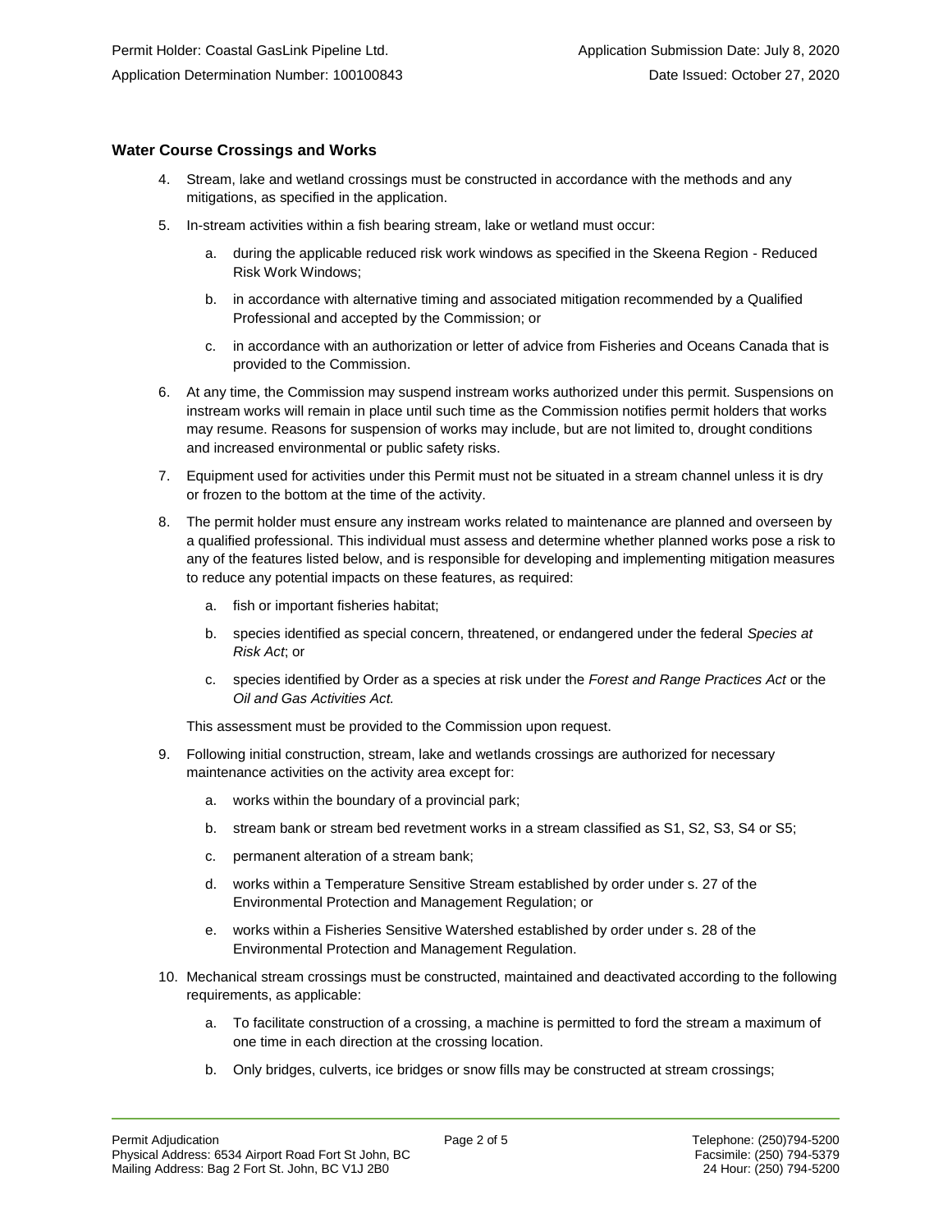## Water Course Crossings and Works

4. Stream, lake and wetland crossings must be constructed in accordance with the methods and any mitigations, as specified in the application.

5. In-stream activities within a fish bearing stream, lake or wetland must occur:

   a. during the applicable reduced risk work windows as specified in the Skeena Region - Reduced Risk Work Windows;

   b. in accordance with alternative timing and associated mitigation recommended by a Qualified Professional and accepted by the Commission; or

   c. in accordance with an authorization or letter of advice from Fisheries and Oceans Canada that is provided to the Commission.

6. At any time, the Commission may suspend instream works authorized under this permit. Suspensions on instream works will remain in place until such time as the Commission notifies permit holders that works may resume. Reasons for suspension of works may include, but are not limited to, drought conditions and increased environmental or public safety risks.

7. Equipment used for activities under this Permit must not be situated in a stream channel unless it is dry or frozen to the bottom at the time of the activity.

8. The permit holder must ensure any instream works related to maintenance are planned and overseen by a qualified professional. This individual must assess and determine whether planned works pose a risk to any of the features listed below, and is responsible for developing and implementing mitigation measures to reduce any potential impacts on these features, as required:

   a. fish or important fisheries habitat;

   b. species identified as special concern, threatened, or endangered under the federal *Species at Risk Act*; or

   c. species identified by Order as a species at risk under the *Forest and Range Practices Act* or the *Oil and Gas Activities Act.*

   This assessment must be provided to the Commission upon request.

9. Following initial construction, stream, lake and wetlands crossings are authorized for necessary maintenance activities on the activity area except for:

   a. works within the boundary of a provincial park;

   b. stream bank or stream bed revetment works in a stream classified as S1, S2, S3, S4 or S5;

   c. permanent alteration of a stream bank;

   d. works within a Temperature Sensitive Stream established by order under s. 27 of the Environmental Protection and Management Regulation; or

   e. works within a Fisheries Sensitive Watershed established by order under s. 28 of the Environmental Protection and Management Regulation.

10. Mechanical stream crossings must be constructed, maintained and deactivated according to the following requirements, as applicable:

    a. To facilitate construction of a crossing, a machine is permitted to ford the stream a maximum of one time in each direction at the crossing location.

    b. Only bridges, culverts, ice bridges or snow fills may be constructed at stream crossings;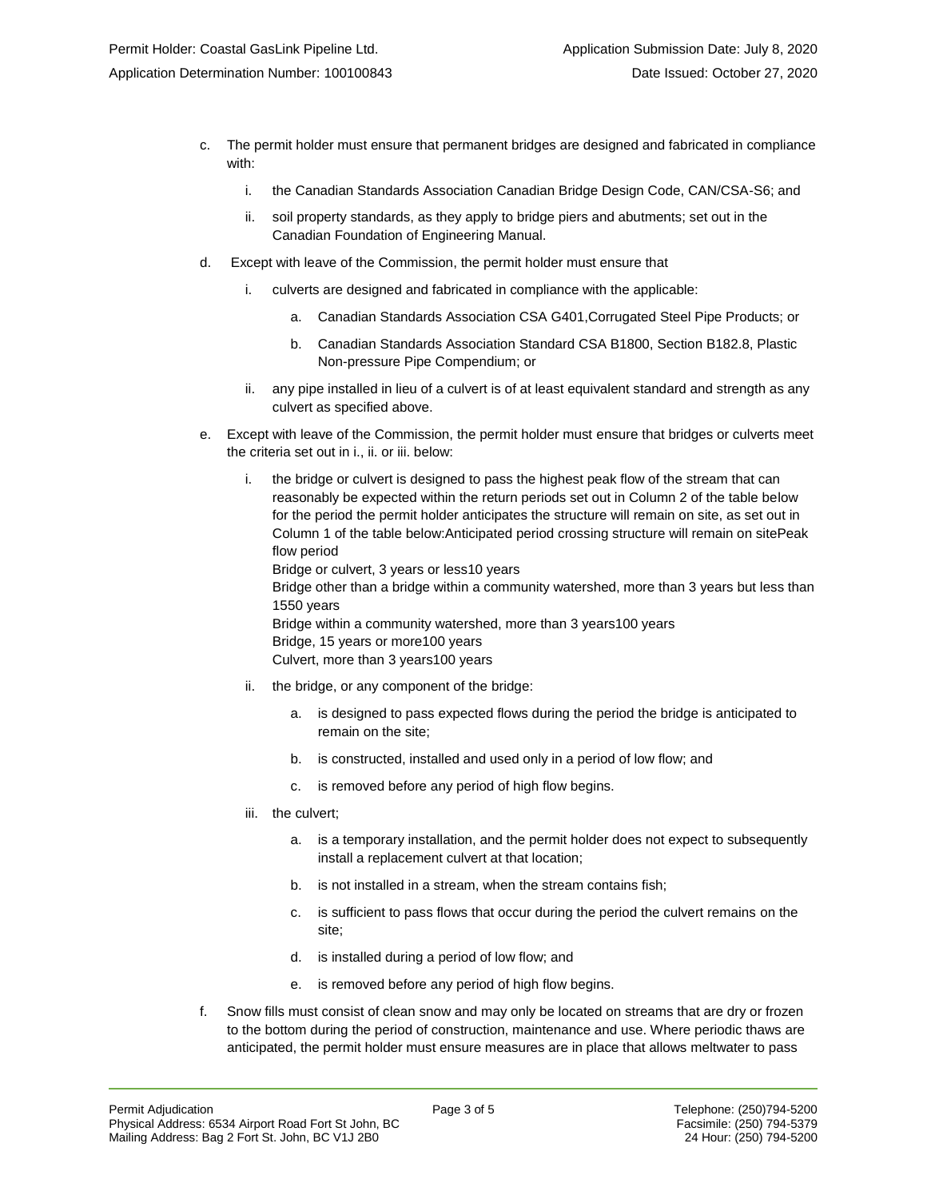c. The permit holder must ensure that permanent bridges are designed and fabricated in compliance with:

   i. the Canadian Standards Association Canadian Bridge Design Code, CAN/CSA-S6; and

   ii. soil property standards, as they apply to bridge piers and abutments; set out in the Canadian Foundation of Engineering Manual.

d. Except with leave of the Commission, the permit holder must ensure that

   i. culverts are designed and fabricated in compliance with the applicable:

      a. Canadian Standards Association CSA G401,Corrugated Steel Pipe Products; or

      b. Canadian Standards Association Standard CSA B1800, Section B182.8, Plastic Non-pressure Pipe Compendium; or

   ii. any pipe installed in lieu of a culvert is of at least equivalent standard and strength as any culvert as specified above.

e. Except with leave of the Commission, the permit holder must ensure that bridges or culverts meet the criteria set out in i., ii. or iii. below:

   i. the bridge or culvert is designed to pass the highest peak flow of the stream that can reasonably be expected within the return periods set out in Column 2 of the table below for the period the permit holder anticipates the structure will remain on site, as set out in Column 1 of the table below:

| Anticipated period crossing structure will remain on site | Peak flow period |
| --- | --- |
| Bridge or culvert, 3 years or less | 10 years |
| Bridge other than a bridge within a community watershed, more than 3 years but less than 15 | 50 years |
| Bridge within a community watershed, more than 3 years | 100 years |
| Bridge, 15 years or more | 100 years |
| Culvert, more than 3 years | 100 years |

   ii. the bridge, or any component of the bridge:

      a. is designed to pass expected flows during the period the bridge is anticipated to remain on the site;

      b. is constructed, installed and used only in a period of low flow; and

      c. is removed before any period of high flow begins.

   iii. the culvert;

      a. is a temporary installation, and the permit holder does not expect to subsequently install a replacement culvert at that location;

      b. is not installed in a stream, when the stream contains fish;

      c. is sufficient to pass flows that occur during the period the culvert remains on the site;

      d. is installed during a period of low flow; and

      e. is removed before any period of high flow begins.

f. Snow fills must consist of clean snow and may only be located on streams that are dry or frozen to the bottom during the period of construction, maintenance and use. Where periodic thaws are anticipated, the permit holder must ensure measures are in place that allows meltwater to pass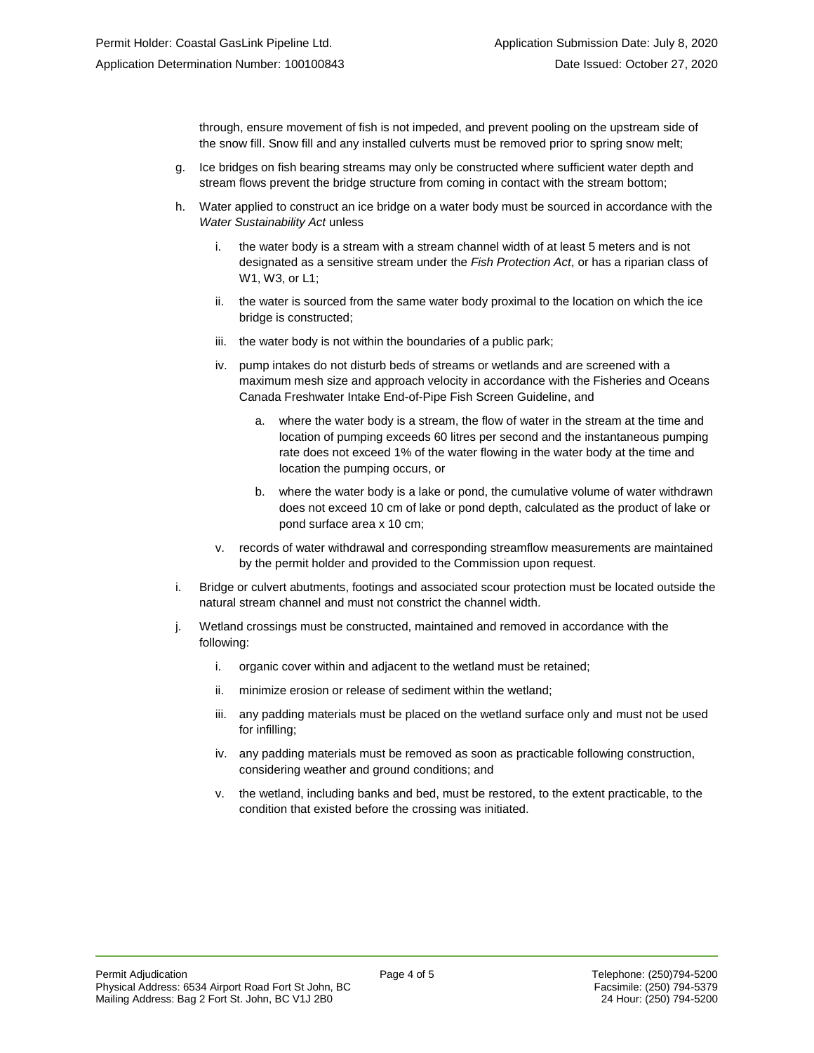through, ensure movement of fish is not impeded, and prevent pooling on the upstream side of the snow fill. Snow fill and any installed culverts must be removed prior to spring snow melt;

g. Ice bridges on fish bearing streams may only be constructed where sufficient water depth and stream flows prevent the bridge structure from coming in contact with the stream bottom;

h. Water applied to construct an ice bridge on a water body must be sourced in accordance with the *Water Sustainability Act* unless

    i. the water body is a stream with a stream channel width of at least 5 meters and is not designated as a sensitive stream under the *Fish Protection Act*, or has a riparian class of W1, W3, or L1;

    ii. the water is sourced from the same water body proximal to the location on which the ice bridge is constructed;

    iii. the water body is not within the boundaries of a public park;

    iv. pump intakes do not disturb beds of streams or wetlands and are screened with a maximum mesh size and approach velocity in accordance with the Fisheries and Oceans Canada Freshwater Intake End-of-Pipe Fish Screen Guideline, and

        a. where the water body is a stream, the flow of water in the stream at the time and location of pumping exceeds 60 litres per second and the instantaneous pumping rate does not exceed 1% of the water flowing in the water body at the time and location the pumping occurs, or

        b. where the water body is a lake or pond, the cumulative volume of water withdrawn does not exceed 10 cm of lake or pond depth, calculated as the product of lake or pond surface area x 10 cm;

    v. records of water withdrawal and corresponding streamflow measurements are maintained by the permit holder and provided to the Commission upon request.

i. Bridge or culvert abutments, footings and associated scour protection must be located outside the natural stream channel and must not constrict the channel width.

j. Wetland crossings must be constructed, maintained and removed in accordance with the following:

    i. organic cover within and adjacent to the wetland must be retained;

    ii. minimize erosion or release of sediment within the wetland;

    iii. any padding materials must be placed on the wetland surface only and must not be used for infilling;

    iv. any padding materials must be removed as soon as practicable following construction, considering weather and ground conditions; and

    v. the wetland, including banks and bed, must be restored, to the extent practicable, to the condition that existed before the crossing was initiated.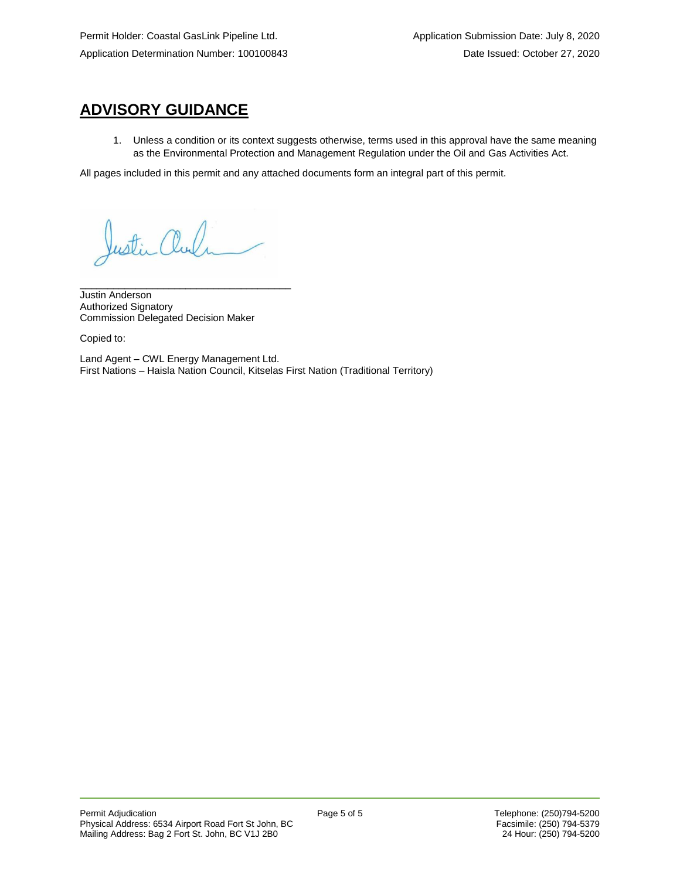## ADVISORY GUIDANCE

1. Unless a condition or its context suggests otherwise, terms used in this approval have the same meaning as the Environmental Protection and Management Regulation under the Oil and Gas Activities Act.

All pages included in this permit and any attached documents form an integral part of this permit.

_____________________________________
Justin Anderson
Authorized Signatory
Commission Delegated Decision Maker

Copied to:

Land Agent – CWL Energy Management Ltd.
First Nations – Haisla Nation Council, Kitselas First Nation (Traditional Territory)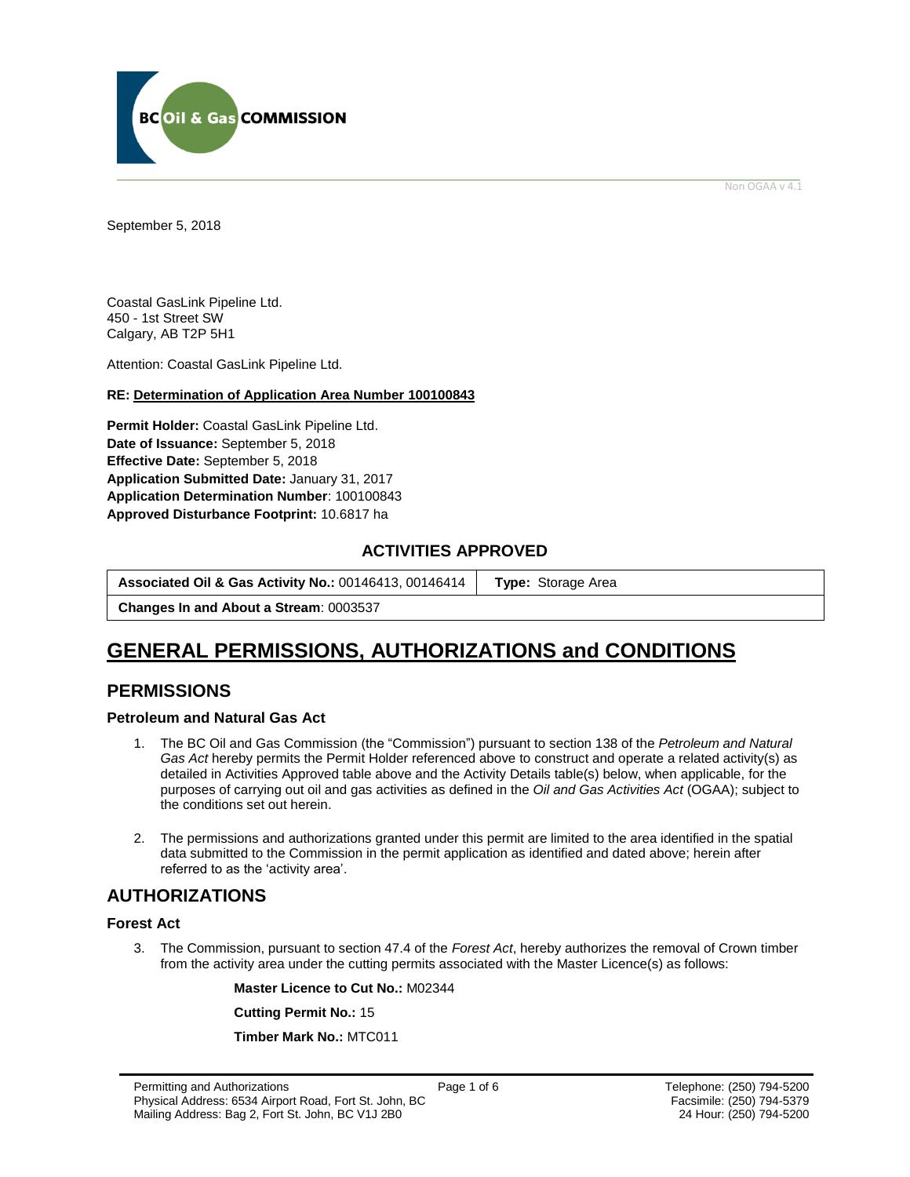BC Oil & Gas COMMISSION

Non OGAA v 4.1

September 5, 2018

Coastal GasLink Pipeline Ltd.
450 - 1st Street SW
Calgary, AB T2P 5H1

Attention: Coastal GasLink Pipeline Ltd.

**RE: Determination of Application Area Number 100100843**

**Permit Holder:** Coastal GasLink Pipeline Ltd.
**Date of Issuance:** September 5, 2018
**Effective Date:** September 5, 2018
**Application Submitted Date:** January 31, 2017
**Application Determination Number**: 100100843
**Approved Disturbance Footprint:** 10.6817 ha

### ACTIVITIES APPROVED

| **Associated Oil & Gas Activity No.:** 00146413, 00146414 | **Type:** Storage Area |
|---|---|
| **Changes In and About a Stream**: 0003537 | |

# GENERAL PERMISSIONS, AUTHORIZATIONS and CONDITIONS

## PERMISSIONS

### Petroleum and Natural Gas Act

1. The BC Oil and Gas Commission (the "Commission") pursuant to section 138 of the *Petroleum and Natural Gas Act* hereby permits the Permit Holder referenced above to construct and operate a related activity(s) as detailed in Activities Approved table above and the Activity Details table(s) below, when applicable, for the purposes of carrying out oil and gas activities as defined in the *Oil and Gas Activities Act* (OGAA); subject to the conditions set out herein.

2. The permissions and authorizations granted under this permit are limited to the area identified in the spatial data submitted to the Commission in the permit application as identified and dated above; herein after referred to as the 'activity area'.

## AUTHORIZATIONS

### Forest Act

3. The Commission, pursuant to section 47.4 of the *Forest Act*, hereby authorizes the removal of Crown timber from the activity area under the cutting permits associated with the Master Licence(s) as follows:

   **Master Licence to Cut No.:** M02344

   **Cutting Permit No.:** 15

   **Timber Mark No.:** MTC011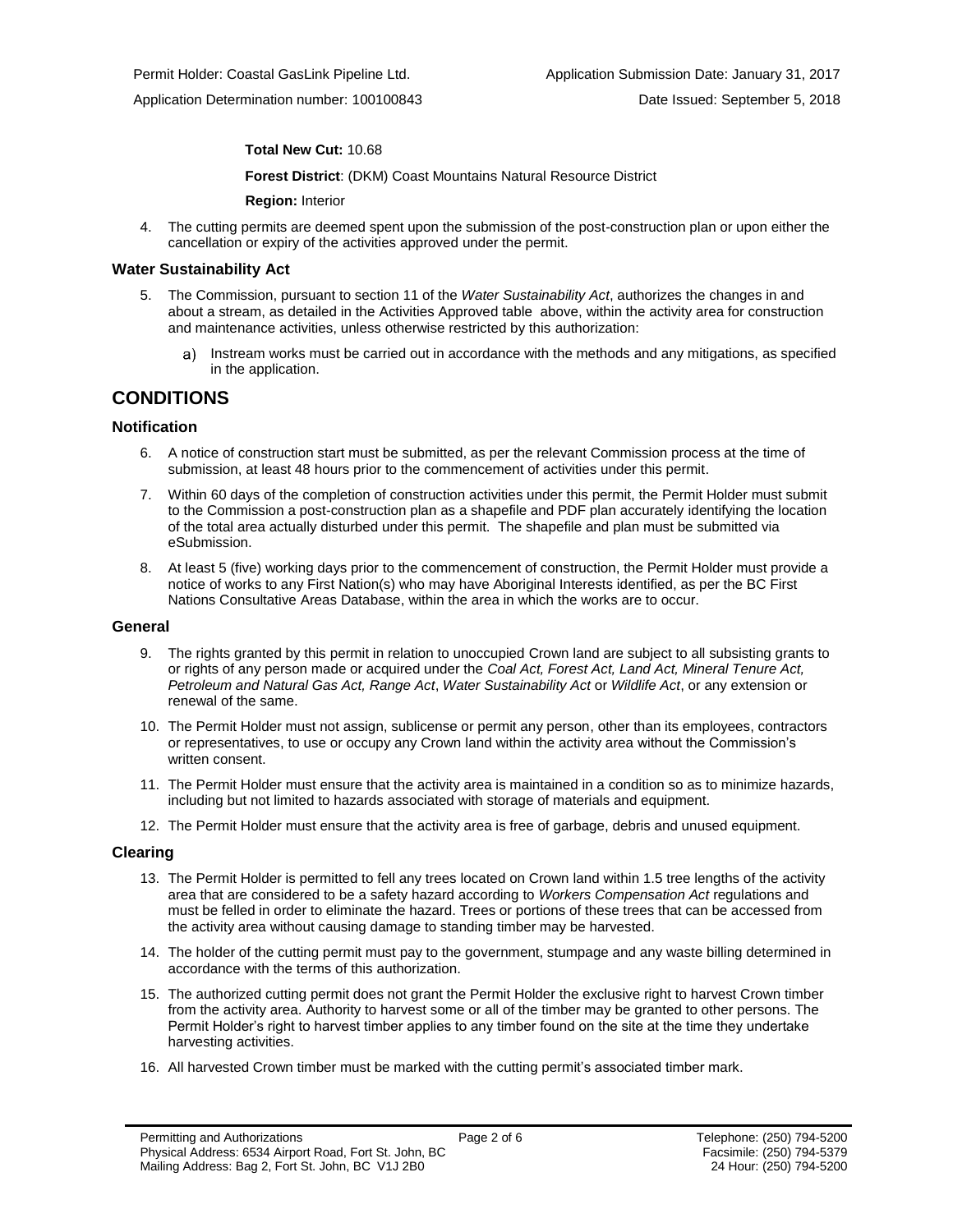**Total New Cut:** 10.68

**Forest District**: (DKM) Coast Mountains Natural Resource District

**Region:** Interior

4. The cutting permits are deemed spent upon the submission of the post-construction plan or upon either the cancellation or expiry of the activities approved under the permit.

### Water Sustainability Act

5. The Commission, pursuant to section 11 of the *Water Sustainability Act*, authorizes the changes in and about a stream, as detailed in the Activities Approved table above, within the activity area for construction and maintenance activities, unless otherwise restricted by this authorization:

   a) Instream works must be carried out in accordance with the methods and any mitigations, as specified in the application.

## CONDITIONS

### Notification

6. A notice of construction start must be submitted, as per the relevant Commission process at the time of submission, at least 48 hours prior to the commencement of activities under this permit.

7. Within 60 days of the completion of construction activities under this permit, the Permit Holder must submit to the Commission a post-construction plan as a shapefile and PDF plan accurately identifying the location of the total area actually disturbed under this permit. The shapefile and plan must be submitted via eSubmission.

8. At least 5 (five) working days prior to the commencement of construction, the Permit Holder must provide a notice of works to any First Nation(s) who may have Aboriginal Interests identified, as per the BC First Nations Consultative Areas Database, within the area in which the works are to occur.

### General

9. The rights granted by this permit in relation to unoccupied Crown land are subject to all subsisting grants to or rights of any person made or acquired under the *Coal Act, Forest Act, Land Act, Mineral Tenure Act, Petroleum and Natural Gas Act, Range Act*, *Water Sustainability Act* or *Wildlife Act*, or any extension or renewal of the same.

10. The Permit Holder must not assign, sublicense or permit any person, other than its employees, contractors or representatives, to use or occupy any Crown land within the activity area without the Commission's written consent.

11. The Permit Holder must ensure that the activity area is maintained in a condition so as to minimize hazards, including but not limited to hazards associated with storage of materials and equipment.

12. The Permit Holder must ensure that the activity area is free of garbage, debris and unused equipment.

### Clearing

13. The Permit Holder is permitted to fell any trees located on Crown land within 1.5 tree lengths of the activity area that are considered to be a safety hazard according to *Workers Compensation Act* regulations and must be felled in order to eliminate the hazard. Trees or portions of these trees that can be accessed from the activity area without causing damage to standing timber may be harvested.

14. The holder of the cutting permit must pay to the government, stumpage and any waste billing determined in accordance with the terms of this authorization.

15. The authorized cutting permit does not grant the Permit Holder the exclusive right to harvest Crown timber from the activity area. Authority to harvest some or all of the timber may be granted to other persons. The Permit Holder's right to harvest timber applies to any timber found on the site at the time they undertake harvesting activities.

16. All harvested Crown timber must be marked with the cutting permit's associated timber mark.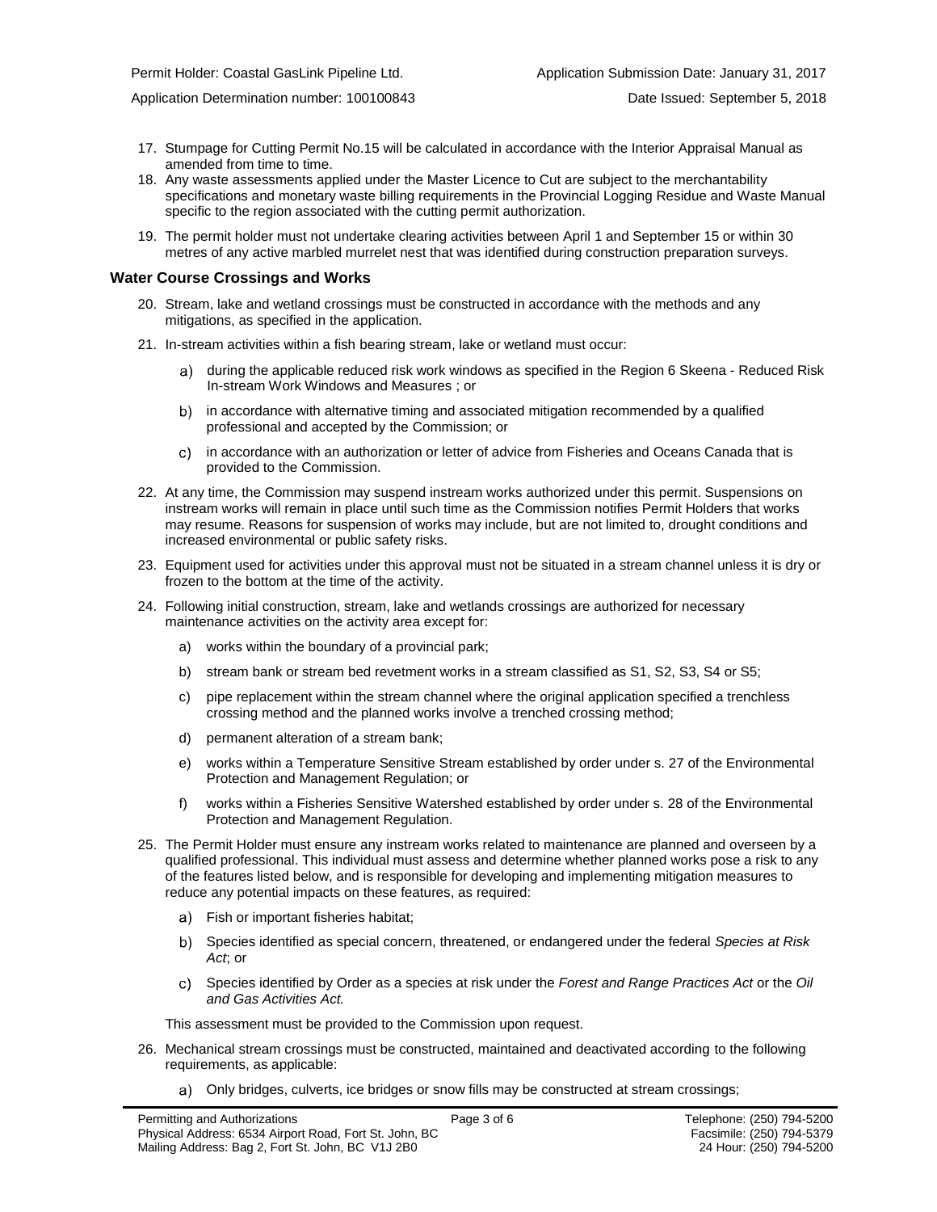17. Stumpage for Cutting Permit No.15 will be calculated in accordance with the Interior Appraisal Manual as amended from time to time.
18. Any waste assessments applied under the Master Licence to Cut are subject to the merchantability specifications and monetary waste billing requirements in the Provincial Logging Residue and Waste Manual specific to the region associated with the cutting permit authorization.
19. The permit holder must not undertake clearing activities between April 1 and September 15 or within 30 metres of any active marbled murrelet nest that was identified during construction preparation surveys.

### Water Course Crossings and Works

20. Stream, lake and wetland crossings must be constructed in accordance with the methods and any mitigations, as specified in the application.
21. In-stream activities within a fish bearing stream, lake or wetland must occur:
    a) during the applicable reduced risk work windows as specified in the Region 6 Skeena - Reduced Risk In-stream Work Windows and Measures ; or
    b) in accordance with alternative timing and associated mitigation recommended by a qualified professional and accepted by the Commission; or
    c) in accordance with an authorization or letter of advice from Fisheries and Oceans Canada that is provided to the Commission.
22. At any time, the Commission may suspend instream works authorized under this permit. Suspensions on instream works will remain in place until such time as the Commission notifies Permit Holders that works may resume. Reasons for suspension of works may include, but are not limited to, drought conditions and increased environmental or public safety risks.
23. Equipment used for activities under this approval must not be situated in a stream channel unless it is dry or frozen to the bottom at the time of the activity.
24. Following initial construction, stream, lake and wetlands crossings are authorized for necessary maintenance activities on the activity area except for:
    a) works within the boundary of a provincial park;
    b) stream bank or stream bed revetment works in a stream classified as S1, S2, S3, S4 or S5;
    c) pipe replacement within the stream channel where the original application specified a trenchless crossing method and the planned works involve a trenched crossing method;
    d) permanent alteration of a stream bank;
    e) works within a Temperature Sensitive Stream established by order under s. 27 of the Environmental Protection and Management Regulation; or
    f) works within a Fisheries Sensitive Watershed established by order under s. 28 of the Environmental Protection and Management Regulation.
25. The Permit Holder must ensure any instream works related to maintenance are planned and overseen by a qualified professional. This individual must assess and determine whether planned works pose a risk to any of the features listed below, and is responsible for developing and implementing mitigation measures to reduce any potential impacts on these features, as required:
    a) Fish or important fisheries habitat;
    b) Species identified as special concern, threatened, or endangered under the federal *Species at Risk Act*; or
    c) Species identified by Order as a species at risk under the *Forest and Range Practices Act* or the *Oil and Gas Activities Act.*

    This assessment must be provided to the Commission upon request.
26. Mechanical stream crossings must be constructed, maintained and deactivated according to the following requirements, as applicable:
    a) Only bridges, culverts, ice bridges or snow fills may be constructed at stream crossings;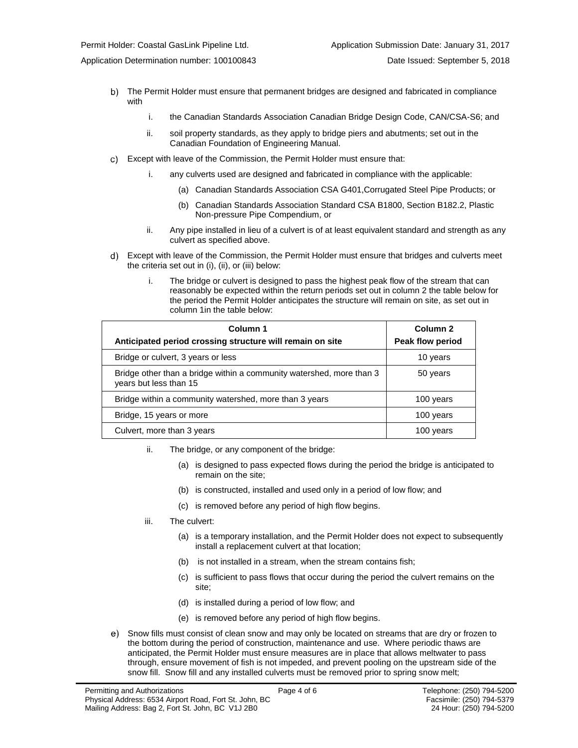b) The Permit Holder must ensure that permanent bridges are designed and fabricated in compliance with

   i. the Canadian Standards Association Canadian Bridge Design Code, CAN/CSA-S6; and

   ii. soil property standards, as they apply to bridge piers and abutments; set out in the Canadian Foundation of Engineering Manual.

c) Except with leave of the Commission, the Permit Holder must ensure that:

   i. any culverts used are designed and fabricated in compliance with the applicable:

      (a) Canadian Standards Association CSA G401,Corrugated Steel Pipe Products; or

      (b) Canadian Standards Association Standard CSA B1800, Section B182.2, Plastic Non-pressure Pipe Compendium, or

   ii. Any pipe installed in lieu of a culvert is of at least equivalent standard and strength as any culvert as specified above.

d) Except with leave of the Commission, the Permit Holder must ensure that bridges and culverts meet the criteria set out in (i), (ii), or (iii) below:

   i. The bridge or culvert is designed to pass the highest peak flow of the stream that can reasonably be expected within the return periods set out in column 2 the table below for the period the Permit Holder anticipates the structure will remain on site, as set out in column 1in the table below:

| Column 1<br>Anticipated period crossing structure will remain on site | Column 2<br>Peak flow period |
|---|---|
| Bridge or culvert, 3 years or less | 10 years |
| Bridge other than a bridge within a community watershed, more than 3 years but less than 15 | 50 years |
| Bridge within a community watershed, more than 3 years | 100 years |
| Bridge, 15 years or more | 100 years |
| Culvert, more than 3 years | 100 years |

   ii. The bridge, or any component of the bridge:

      (a) is designed to pass expected flows during the period the bridge is anticipated to remain on the site;

      (b) is constructed, installed and used only in a period of low flow; and

      (c) is removed before any period of high flow begins.

   iii. The culvert:

      (a) is a temporary installation, and the Permit Holder does not expect to subsequently install a replacement culvert at that location;

      (b) is not installed in a stream, when the stream contains fish;

      (c) is sufficient to pass flows that occur during the period the culvert remains on the site;

      (d) is installed during a period of low flow; and

      (e) is removed before any period of high flow begins.

e) Snow fills must consist of clean snow and may only be located on streams that are dry or frozen to the bottom during the period of construction, maintenance and use. Where periodic thaws are anticipated, the Permit Holder must ensure measures are in place that allows meltwater to pass through, ensure movement of fish is not impeded, and prevent pooling on the upstream side of the snow fill. Snow fill and any installed culverts must be removed prior to spring snow melt;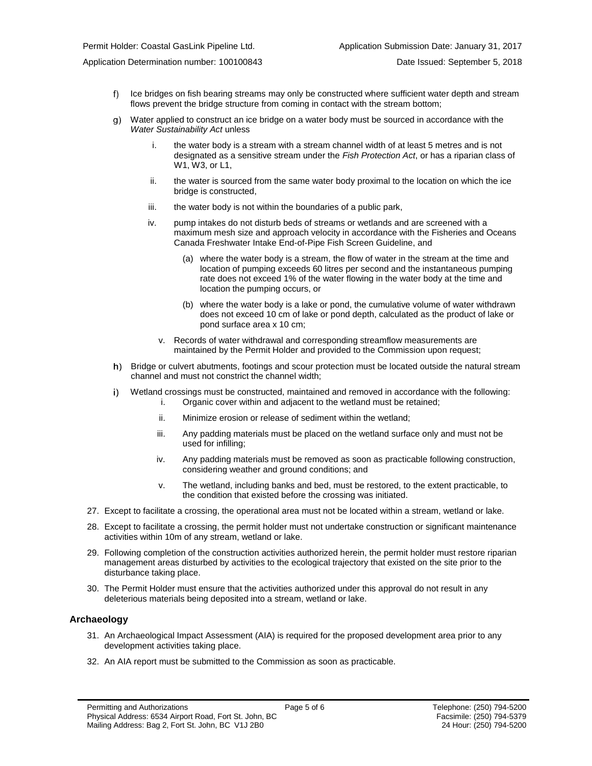f) Ice bridges on fish bearing streams may only be constructed where sufficient water depth and stream flows prevent the bridge structure from coming in contact with the stream bottom;

g) Water applied to construct an ice bridge on a water body must be sourced in accordance with the *Water Sustainability Act* unless

   i. the water body is a stream with a stream channel width of at least 5 metres and is not designated as a sensitive stream under the *Fish Protection Act*, or has a riparian class of W1, W3, or L1,

   ii. the water is sourced from the same water body proximal to the location on which the ice bridge is constructed,

   iii. the water body is not within the boundaries of a public park,

   iv. pump intakes do not disturb beds of streams or wetlands and are screened with a maximum mesh size and approach velocity in accordance with the Fisheries and Oceans Canada Freshwater Intake End-of-Pipe Fish Screen Guideline, and

      (a) where the water body is a stream, the flow of water in the stream at the time and location of pumping exceeds 60 litres per second and the instantaneous pumping rate does not exceed 1% of the water flowing in the water body at the time and location the pumping occurs, or

      (b) where the water body is a lake or pond, the cumulative volume of water withdrawn does not exceed 10 cm of lake or pond depth, calculated as the product of lake or pond surface area x 10 cm;

   v. Records of water withdrawal and corresponding streamflow measurements are maintained by the Permit Holder and provided to the Commission upon request;

h) Bridge or culvert abutments, footings and scour protection must be located outside the natural stream channel and must not constrict the channel width;

i) Wetland crossings must be constructed, maintained and removed in accordance with the following:

   i. Organic cover within and adjacent to the wetland must be retained;

   ii. Minimize erosion or release of sediment within the wetland;

   iii. Any padding materials must be placed on the wetland surface only and must not be used for infilling;

   iv. Any padding materials must be removed as soon as practicable following construction, considering weather and ground conditions; and

   v. The wetland, including banks and bed, must be restored, to the extent practicable, to the condition that existed before the crossing was initiated.

27. Except to facilitate a crossing, the operational area must not be located within a stream, wetland or lake.

28. Except to facilitate a crossing, the permit holder must not undertake construction or significant maintenance activities within 10m of any stream, wetland or lake.

29. Following completion of the construction activities authorized herein, the permit holder must restore riparian management areas disturbed by activities to the ecological trajectory that existed on the site prior to the disturbance taking place.

30. The Permit Holder must ensure that the activities authorized under this approval do not result in any deleterious materials being deposited into a stream, wetland or lake.

## Archaeology

31. An Archaeological Impact Assessment (AIA) is required for the proposed development area prior to any development activities taking place.

32. An AIA report must be submitted to the Commission as soon as practicable.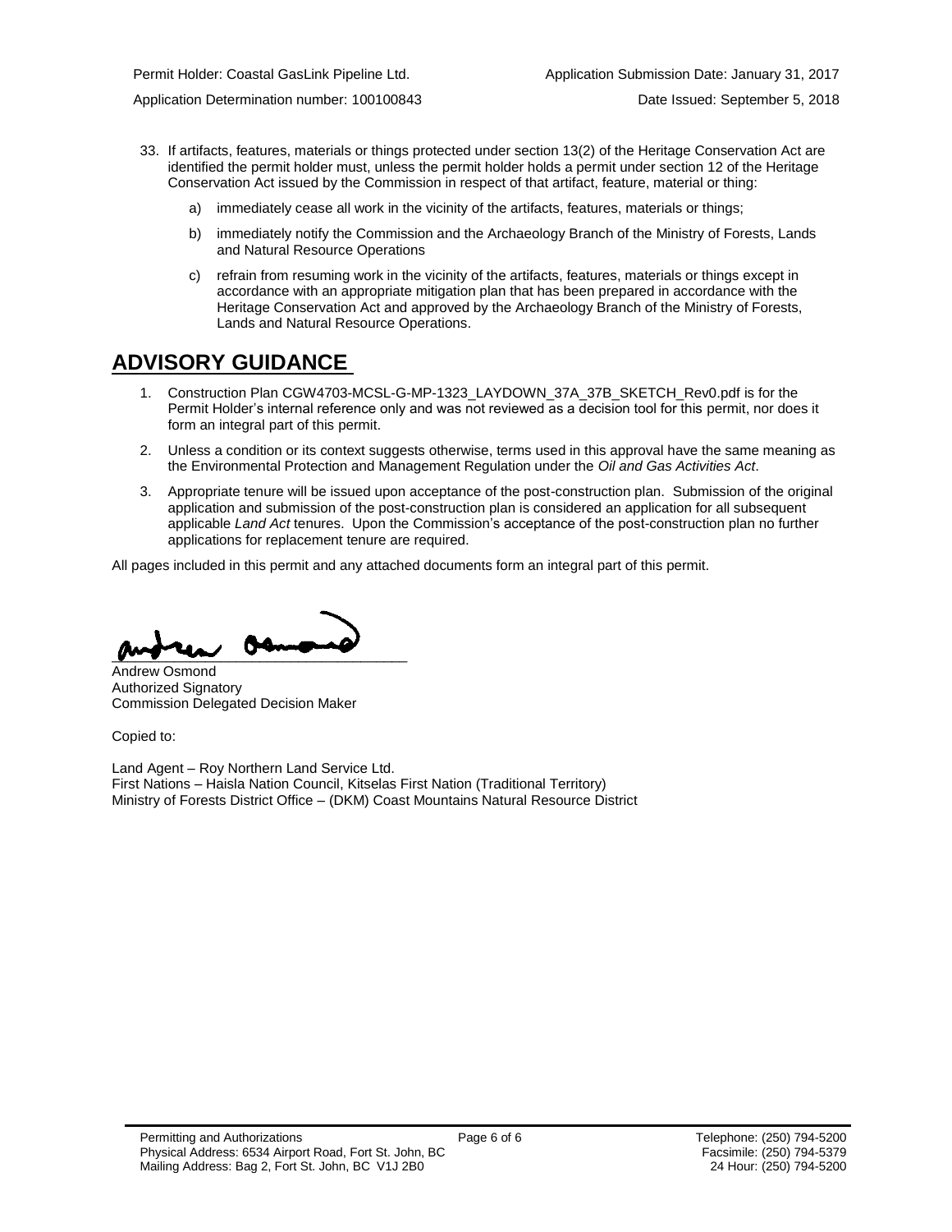33. If artifacts, features, materials or things protected under section 13(2) of the Heritage Conservation Act are identified the permit holder must, unless the permit holder holds a permit under section 12 of the Heritage Conservation Act issued by the Commission in respect of that artifact, feature, material or thing:

    a) immediately cease all work in the vicinity of the artifacts, features, materials or things;

    b) immediately notify the Commission and the Archaeology Branch of the Ministry of Forests, Lands and Natural Resource Operations

    c) refrain from resuming work in the vicinity of the artifacts, features, materials or things except in accordance with an appropriate mitigation plan that has been prepared in accordance with the Heritage Conservation Act and approved by the Archaeology Branch of the Ministry of Forests, Lands and Natural Resource Operations.

# ADVISORY GUIDANCE

1. Construction Plan CGW4703-MCSL-G-MP-1323_LAYDOWN_37A_37B_SKETCH_Rev0.pdf is for the Permit Holder's internal reference only and was not reviewed as a decision tool for this permit, nor does it form an integral part of this permit.

2. Unless a condition or its context suggests otherwise, terms used in this approval have the same meaning as the Environmental Protection and Management Regulation under the *Oil and Gas Activities Act*.

3. Appropriate tenure will be issued upon acceptance of the post-construction plan. Submission of the original application and submission of the post-construction plan is considered an application for all subsequent applicable *Land Act* tenures. Upon the Commission's acceptance of the post-construction plan no further applications for replacement tenure are required.

All pages included in this permit and any attached documents form an integral part of this permit.

\_\_\_\_\_\_\_\_\_\_\_\_\_\_\_\_\_\_\_\_\_\_\_\_\_\_\_\_\_\_\_\_

Andrew Osmond
Authorized Signatory
Commission Delegated Decision Maker

Copied to:

Land Agent – Roy Northern Land Service Ltd.
First Nations – Haisla Nation Council, Kitselas First Nation (Traditional Territory)
Ministry of Forests District Office – (DKM) Coast Mountains Natural Resource District